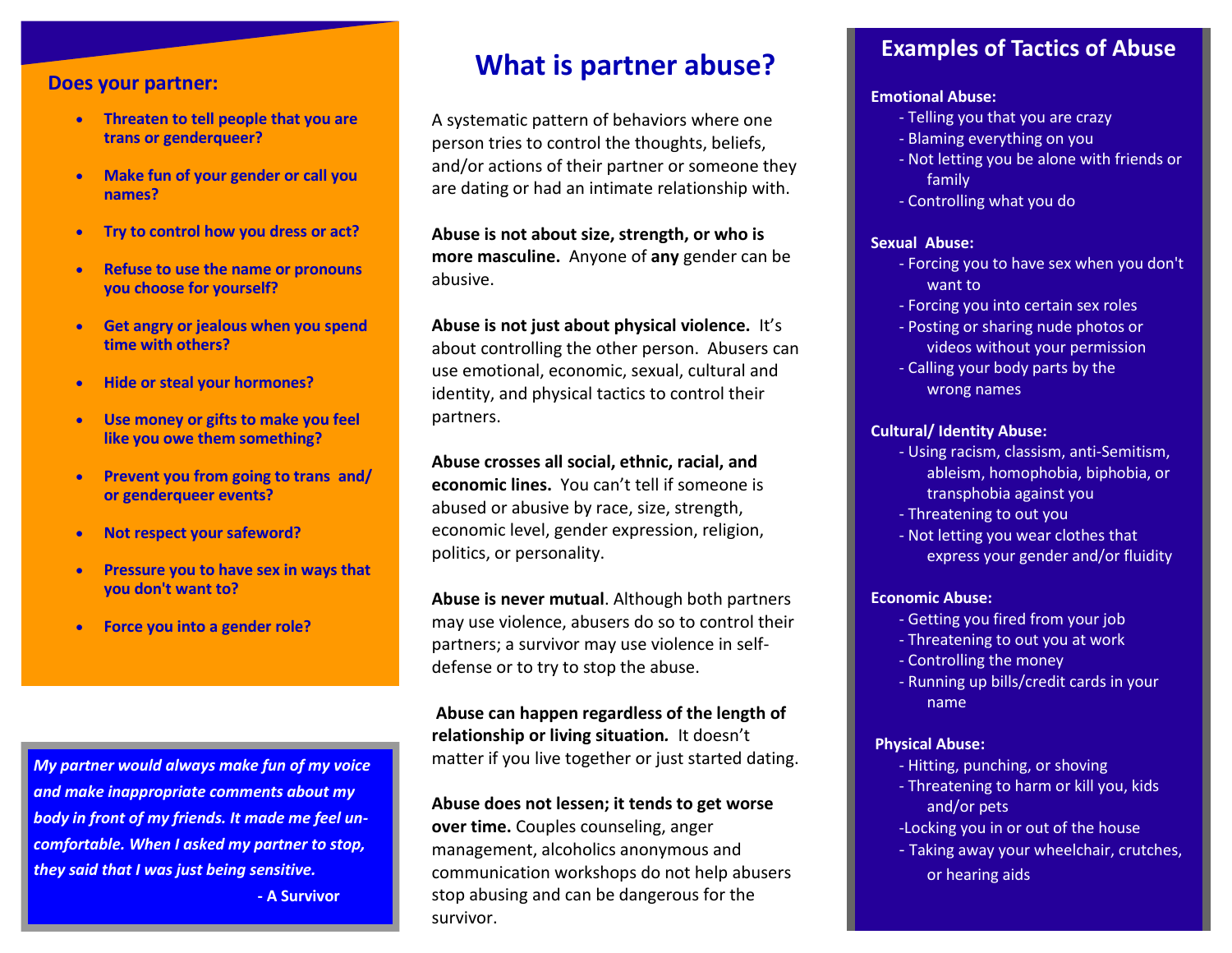## Does your partner:

- Threaten to tell people that you are trans or genderqueer?
- Make fun of your gender or call you names?
- Try to control how you dress or act?
- Refuse to use the name or pronouns you choose for yourself?
- Get angry or jealous when you spend time with others?
- Hide or steal your hormones?
- Use money or gifts to make you feel like you owe them something?
- Prevent you from going to trans and/ or genderqueer events?
- Not respect your safeword?
- Pressure you to have sex in ways that you don't want to?
- Force you into a gender role?

*My partner would always make fun of my voice and make inappropriate comments about my body in front of my friends. It made me feel un-comfortable. When I asked my partner to stop, they said that I was just being sensitive.*

**- A Survivor**

# What is partner abuse?

A systematic pattern of behaviors where one person tries to control the thoughts, beliefs, and/or actions of their partner or someone they are dating or had an intimate relationship with.

**Abuse is not about size, strength, or who is more masculine.** Anyone of **any** gender can be abusive.

**Abuse is not just about physical violence.** It's about controlling the other person. Abusers can use emotional, economic, sexual, cultural and identity, and physical tactics to control their partners.

**Abuse crosses all social, ethnic, racial, and economic lines.** You can't tell if someone is abused or abusive by race, size, strength, economic level, gender expression, religion, politics, or personality.

**Abuse is never mutual**. Although both partners may use violence, abusers do so to control their partners; a survivor may use violence in self-defense or to try to stop the abuse.

**Abuse can happen regardless of the length of relationship or living situation.** It doesn't matter if you live together or just started dating.

**Abuse does not lessen; it tends to get worse over time.** Couples counseling, anger management, alcoholics anonymous and communication workshops do not help abusers stop abusing and can be dangerous for the survivor.

## Examples of Tactics of Abuse

**Emotional Abuse:**

- Telling you that you are crazy
- Blaming everything on you
- Not letting you be alone with friends or family
- Controlling what you do

**Sexual Abuse:**

- Forcing you to have sex when you don't want to
- Forcing you into certain sex roles
- Posting or sharing nude photos or videos without your permission
- Calling your body parts by the wrong names

**Cultural/ Identity Abuse:**

- Using racism, classism, anti-Semitism, ableism, homophobia, biphobia, or transphobia against you
- Threatening to out you
- Not letting you wear clothes that express your gender and/or fluidity

**Economic Abuse:**

- Getting you fired from your job
- Threatening to out you at work
- Controlling the money
- Running up bills/credit cards in your name

**Physical Abuse:**

- Hitting, punching, or shoving
- Threatening to harm or kill you, kids and/or pets
- Locking you in or out of the house
- Taking away your wheelchair, crutches, or hearing aids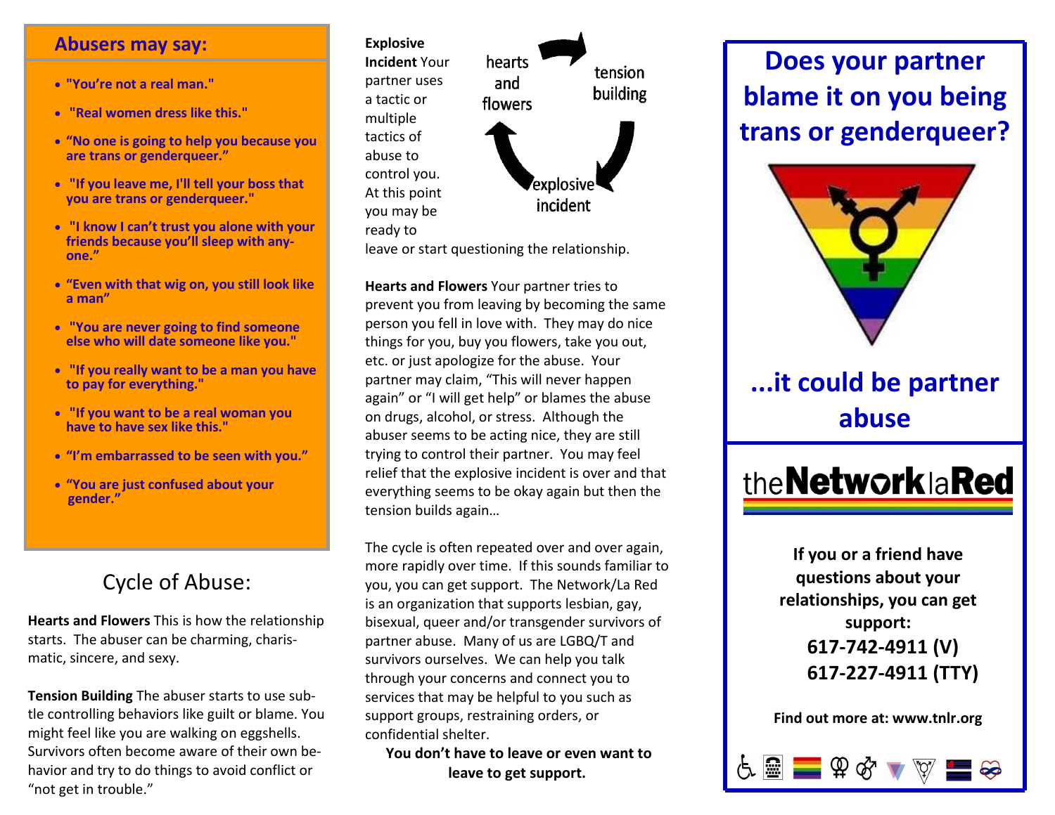## Abusers may say:

- "You're not a real man."
- "Real women dress like this."
- "No one is going to help you because you are trans or genderqueer."
- "If you leave me, I'll tell your boss that you are trans or genderqueer."
- "I know I can't trust you alone with your friends because you'll sleep with anyone."
- "Even with that wig on, you still look like a man"
- "You are never going to find someone else who will date someone like you."
- "If you really want to be a man you have to pay for everything."
- "If you want to be a real woman you have to have sex like this."
- "I'm embarrassed to be seen with you."
- "You are just confused about your gender."

## Cycle of Abuse:

**Hearts and Flowers** This is how the relationship starts. The abuser can be charming, charismatic, sincere, and sexy.

**Tension Building** The abuser starts to use subtle controlling behaviors like guilt or blame. You might feel like you are walking on eggshells. Survivors often become aware of their own behavior and try to do things to avoid conflict or "not get in trouble."

**Explosive Incident** Your partner uses a tactic or multiple tactics of abuse to control you. At this point you may be ready to leave or start questioning the relationship.

hearts and flowers

tension building

explosive incident

**Hearts and Flowers** Your partner tries to prevent you from leaving by becoming the same person you fell in love with. They may do nice things for you, buy you flowers, take you out, etc. or just apologize for the abuse. Your partner may claim, "This will never happen again" or "I will get help" or blames the abuse on drugs, alcohol, or stress. Although the abuser seems to be acting nice, they are still trying to control their partner. You may feel relief that the explosive incident is over and that everything seems to be okay again but then the tension builds again…

The cycle is often repeated over and over again, more rapidly over time. If this sounds familiar to you, you can get support. The Network/La Red is an organization that supports lesbian, gay, bisexual, queer and/or transgender survivors of partner abuse. Many of us are LGBQ/T and survivors ourselves. We can help you talk through your concerns and connect you to services that may be helpful to you such as support groups, restraining orders, or confidential shelter.

**You don't have to leave or even want to leave to get support.**

# Does your partner blame it on you being trans or genderqueer?

# ...it could be partner abuse

theNetwork laRed

**If you or a friend have questions about your relationships, you can get support:**

**617-742-4911 (V)**

**617-227-4911 (TTY)**

**Find out more at: www.tnlr.org**